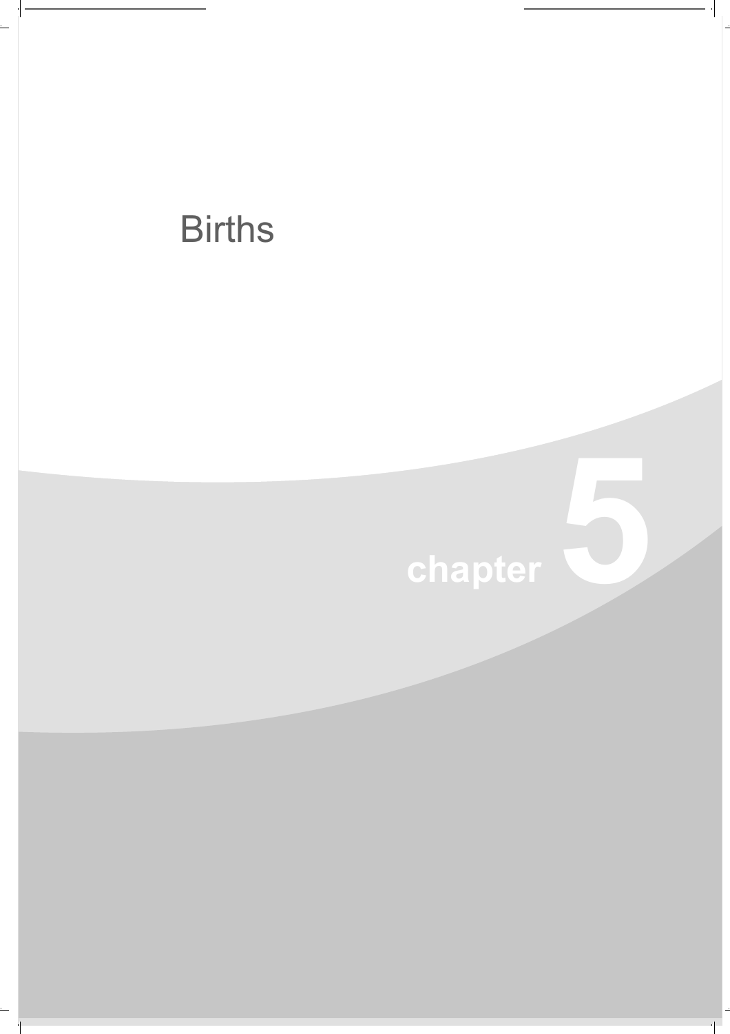# Births

chapter 5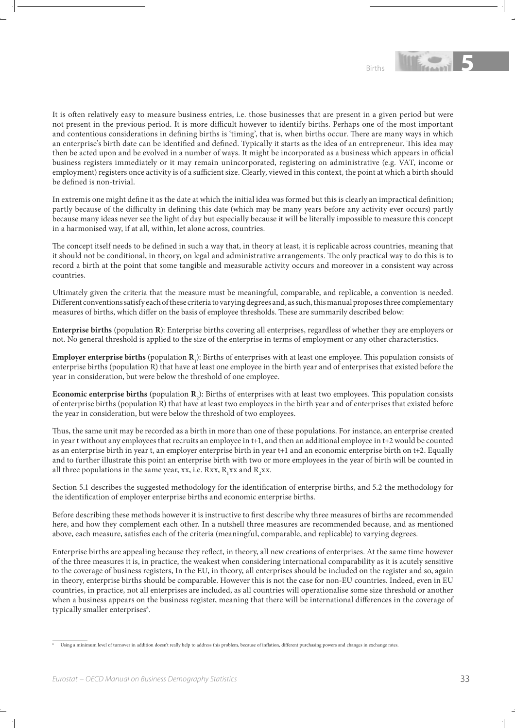It is often relatively easy to measure business entries, i.e. those businesses that are present in a given period but were not present in the previous period. It is more difficult however to identify births. Perhaps one of the most important and contentious considerations in defining births is 'timing', that is, when births occur. There are many ways in which an enterprise's birth date can be identified and defined. Typically it starts as the idea of an entrepreneur. This idea may then be acted upon and be evolved in a number of ways. It might be incorporated as a business which appears in official business registers immediately or it may remain unincorporated, registering on administrative (e.g. VAT, income or employment) registers once activity is of a sufficient size. Clearly, viewed in this context, the point at which a birth should be defined is non-trivial.

In extremis one might define it as the date at which the initial idea was formed but this is clearly an impractical definition; partly because of the difficulty in defining this date (which may be many years before any activity ever occurs) partly because many ideas never see the light of day but especially because it will be literally impossible to measure this concept in a harmonised way, if at all, within, let alone across, countries.

The concept itself needs to be defined in such a way that, in theory at least, it is replicable across countries, meaning that it should not be conditional, in theory, on legal and administrative arrangements. The only practical way to do this is to record a birth at the point that some tangible and measurable activity occurs and moreover in a consistent way across countries.

Ultimately given the criteria that the measure must be meaningful, comparable, and replicable, a convention is needed. Different conventions satisfy each of these criteria to varying degrees and, as such, this manual proposes three complementary measures of births, which differ on the basis of employee thresholds. These are summarily described below:

**Enterprise births** (population **R**): Enterprise births covering all enterprises, regardless of whether they are employers or not. No general threshold is applied to the size of the enterprise in terms of employment or any other characteristics.

**Employer enterprise births** (population $\mathbf{R_1}$): Births of enterprises with at least one employee. This population consists of enterprise births (population R) that have at least one employee in the birth year and of enterprises that existed before the year in consideration, but were below the threshold of one employee.

**Economic enterprise births** (population $\mathbf{R_2}$): Births of enterprises with at least two employees. This population consists of enterprise births (population R) that have at least two employees in the birth year and of enterprises that existed before the year in consideration, but were below the threshold of two employees.

Thus, the same unit may be recorded as a birth in more than one of these populations. For instance, an enterprise created in year t without any employees that recruits an employee in t+1, and then an additional employee in t+2 would be counted as an enterprise birth in year t, an employer enterprise birth in year t+1 and an economic enterprise birth on t+2. Equally and to further illustrate this point an enterprise birth with two or more employees in the year of birth will be counted in all three populations in the same year, xx, i.e. Rxx, $R_1$xx and $R_2$xx.

Section 5.1 describes the suggested methodology for the identification of enterprise births, and 5.2 the methodology for the identification of employer enterprise births and economic enterprise births.

Before describing these methods however it is instructive to first describe why three measures of births are recommended here, and how they complement each other. In a nutshell three measures are recommended because, and as mentioned above, each measure, satisfies each of the criteria (meaningful, comparable, and replicable) to varying degrees.

Enterprise births are appealing because they reflect, in theory, all new creations of enterprises. At the same time however of the three measures it is, in practice, the weakest when considering international comparability as it is acutely sensitive to the coverage of business registers, In the EU, in theory, all enterprises should be included on the register and so, again in theory, enterprise births should be comparable. However this is not the case for non-EU countries. Indeed, even in EU countries, in practice, not all enterprises are included, as all countries will operationalise some size threshold or another when a business appears on the business register, meaning that there will be international differences in the coverage of typically smaller enterprises[8].

[8] Using a minimum level of turnover in addition doesn't really help to address this problem, because of inflation, different purchasing powers and changes in exchange rates.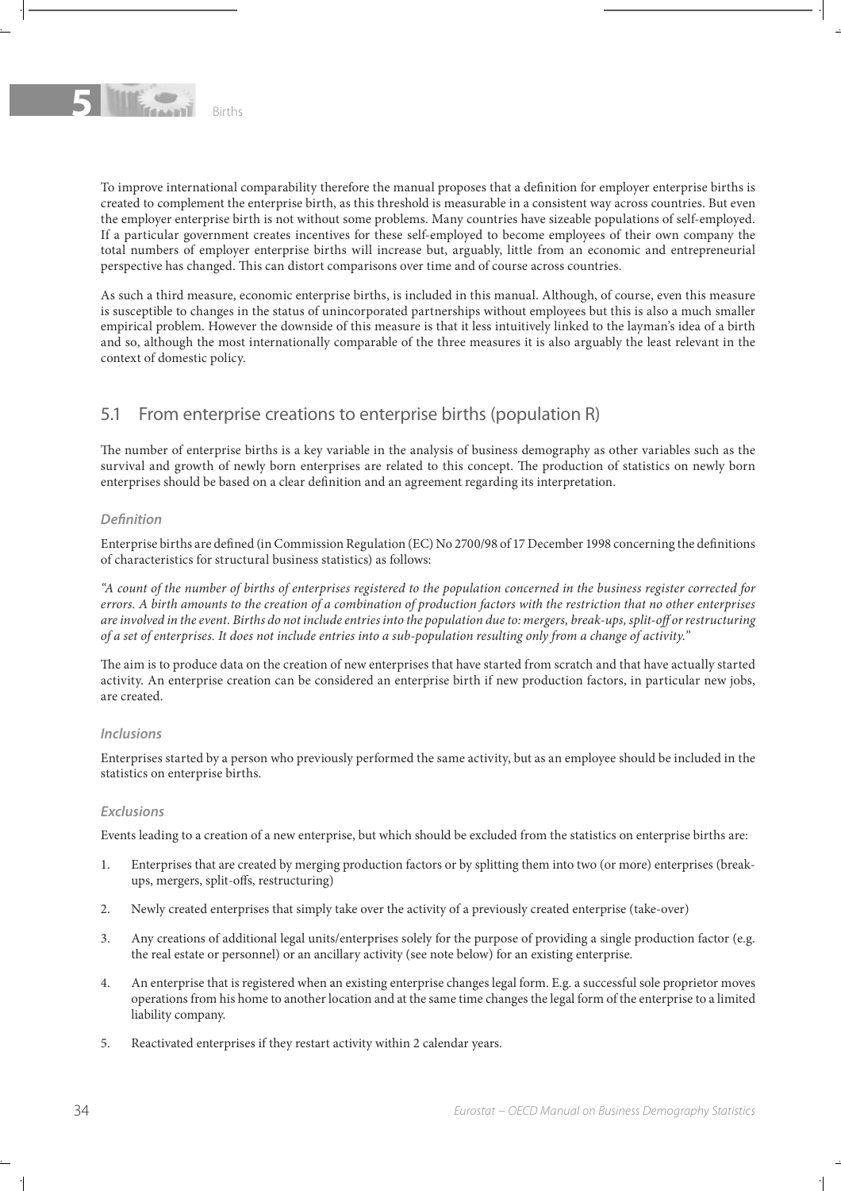To improve international comparability therefore the manual proposes that a definition for employer enterprise births is created to complement the enterprise birth, as this threshold is measurable in a consistent way across countries. But even the employer enterprise birth is not without some problems. Many countries have sizeable populations of self-employed. If a particular government creates incentives for these self-employed to become employees of their own company the total numbers of employer enterprise births will increase but, arguably, little from an economic and entrepreneurial perspective has changed. This can distort comparisons over time and of course across countries.

As such a third measure, economic enterprise births, is included in this manual. Although, of course, even this measure is susceptible to changes in the status of unincorporated partnerships without employees but this is also a much smaller empirical problem. However the downside of this measure is that it less intuitively linked to the layman's idea of a birth and so, although the most internationally comparable of the three measures it is also arguably the least relevant in the context of domestic policy.

## 5.1 From enterprise creations to enterprise births (population R)

The number of enterprise births is a key variable in the analysis of business demography as other variables such as the survival and growth of newly born enterprises are related to this concept. The production of statistics on newly born enterprises should be based on a clear definition and an agreement regarding its interpretation.

### *Definition*

Enterprise births are defined (in Commission Regulation (EC) No 2700/98 of 17 December 1998 concerning the definitions of characteristics for structural business statistics) as follows:

*"A count of the number of births of enterprises registered to the population concerned in the business register corrected for errors. A birth amounts to the creation of a combination of production factors with the restriction that no other enterprises are involved in the event. Births do not include entries into the population due to: mergers, break-ups, split-off or restructuring of a set of enterprises. It does not include entries into a sub-population resulting only from a change of activity."*

The aim is to produce data on the creation of new enterprises that have started from scratch and that have actually started activity. An enterprise creation can be considered an enterprise birth if new production factors, in particular new jobs, are created.

### *Inclusions*

Enterprises started by a person who previously performed the same activity, but as an employee should be included in the statistics on enterprise births.

### *Exclusions*

Events leading to a creation of a new enterprise, but which should be excluded from the statistics on enterprise births are:

1. Enterprises that are created by merging production factors or by splitting them into two (or more) enterprises (break-ups, mergers, split-offs, restructuring)
2. Newly created enterprises that simply take over the activity of a previously created enterprise (take-over)
3. Any creations of additional legal units/enterprises solely for the purpose of providing a single production factor (e.g. the real estate or personnel) or an ancillary activity (see note below) for an existing enterprise.
4. An enterprise that is registered when an existing enterprise changes legal form. E.g. a successful sole proprietor moves operations from his home to another location and at the same time changes the legal form of the enterprise to a limited liability company.
5. Reactivated enterprises if they restart activity within 2 calendar years.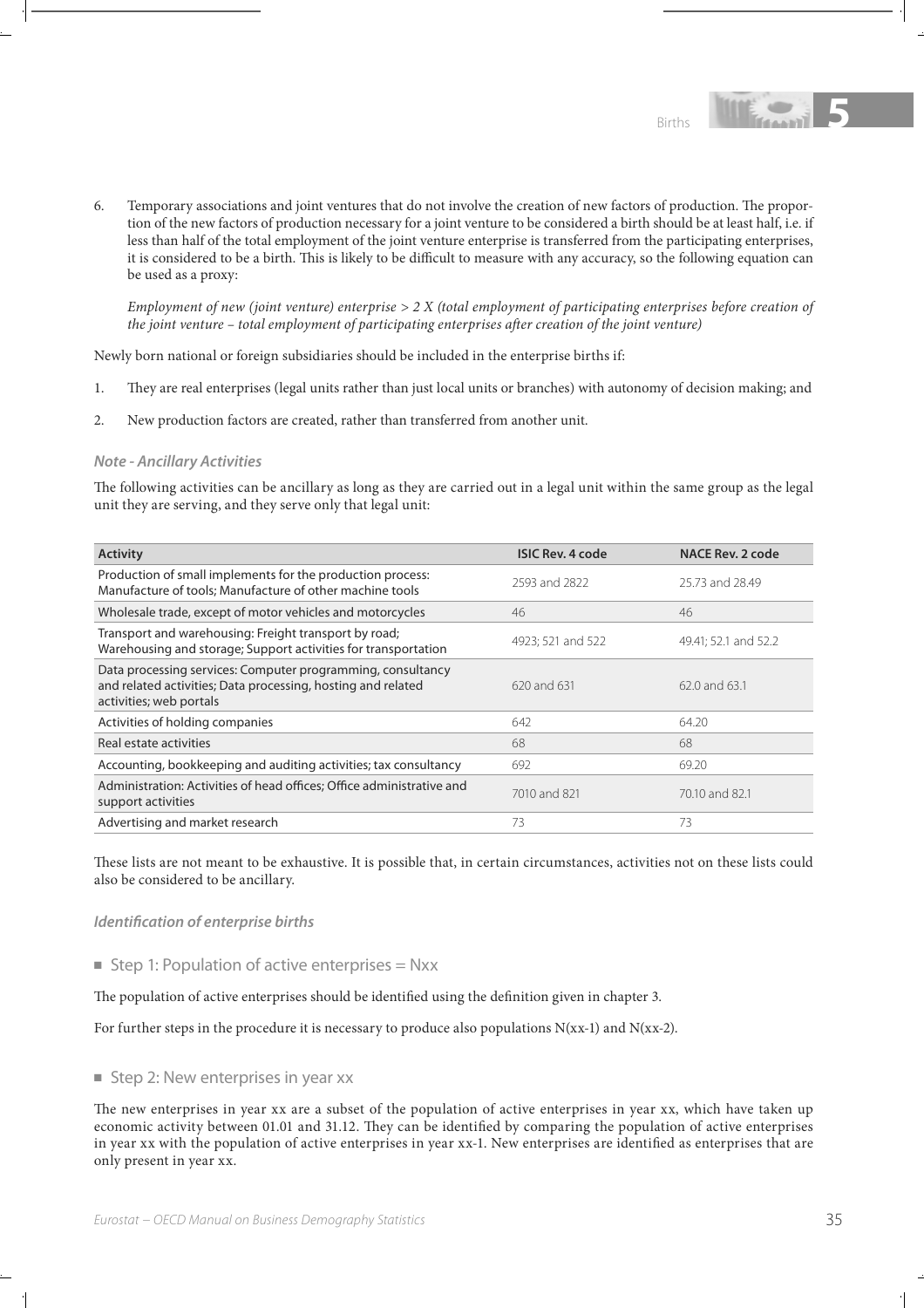6. Temporary associations and joint ventures that do not involve the creation of new factors of production. The proportion of the new factors of production necessary for a joint venture to be considered a birth should be at least half, i.e. if less than half of the total employment of the joint venture enterprise is transferred from the participating enterprises, it is considered to be a birth. This is likely to be difficult to measure with any accuracy, so the following equation can be used as a proxy:

   *Employment of new (joint venture) enterprise > 2 X (total employment of participating enterprises before creation of the joint venture – total employment of participating enterprises after creation of the joint venture)*

Newly born national or foreign subsidiaries should be included in the enterprise births if:

1. They are real enterprises (legal units rather than just local units or branches) with autonomy of decision making; and
2. New production factors are created, rather than transferred from another unit.

#### *Note - Ancillary Activities*

The following activities can be ancillary as long as they are carried out in a legal unit within the same group as the legal unit they are serving, and they serve only that legal unit:

| Activity | ISIC Rev. 4 code | NACE Rev. 2 code |
|---|---|---|
| Production of small implements for the production process: Manufacture of tools; Manufacture of other machine tools | 2593 and 2822 | 25.73 and 28.49 |
| Wholesale trade, except of motor vehicles and motorcycles | 46 | 46 |
| Transport and warehousing: Freight transport by road; Warehousing and storage; Support activities for transportation | 4923; 521 and 522 | 49.41; 52.1 and 52.2 |
| Data processing services: Computer programming, consultancy and related activities; Data processing, hosting and related activities; web portals | 620 and 631 | 62.0 and 63.1 |
| Activities of holding companies | 642 | 64.20 |
| Real estate activities | 68 | 68 |
| Accounting, bookkeeping and auditing activities; tax consultancy | 692 | 69.20 |
| Administration: Activities of head offices; Office administrative and support activities | 7010 and 821 | 70.10 and 82.1 |
| Advertising and market research | 73 | 73 |

These lists are not meant to be exhaustive. It is possible that, in certain circumstances, activities not on these lists could also be considered to be ancillary.

#### *Identification of enterprise births*

- Step 1: Population of active enterprises = Nxx

The population of active enterprises should be identified using the definition given in chapter 3.

For further steps in the procedure it is necessary to produce also populations N(xx-1) and N(xx-2).

- Step 2: New enterprises in year xx

The new enterprises in year xx are a subset of the population of active enterprises in year xx, which have taken up economic activity between 01.01 and 31.12. They can be identified by comparing the population of active enterprises in year xx with the population of active enterprises in year xx-1. New enterprises are identified as enterprises that are only present in year xx.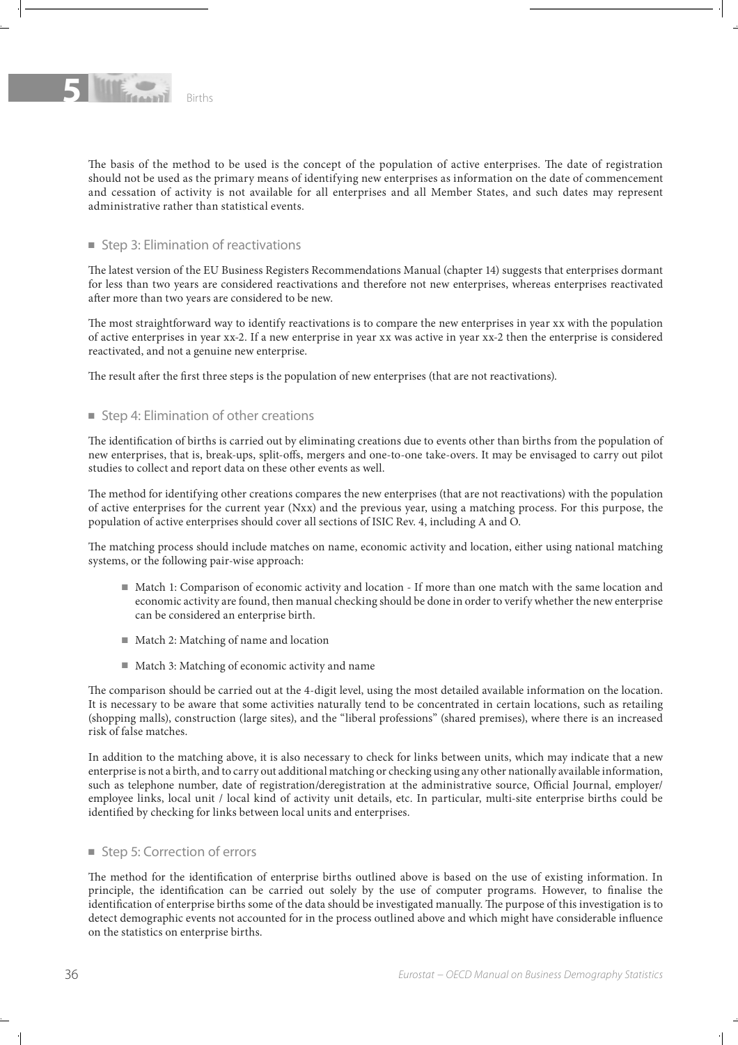The basis of the method to be used is the concept of the population of active enterprises. The date of registration should not be used as the primary means of identifying new enterprises as information on the date of commencement and cessation of activity is not available for all enterprises and all Member States, and such dates may represent administrative rather than statistical events.

### Step 3: Elimination of reactivations

The latest version of the EU Business Registers Recommendations Manual (chapter 14) suggests that enterprises dormant for less than two years are considered reactivations and therefore not new enterprises, whereas enterprises reactivated after more than two years are considered to be new.

The most straightforward way to identify reactivations is to compare the new enterprises in year xx with the population of active enterprises in year xx-2. If a new enterprise in year xx was active in year xx-2 then the enterprise is considered reactivated, and not a genuine new enterprise.

The result after the first three steps is the population of new enterprises (that are not reactivations).

### Step 4: Elimination of other creations

The identification of births is carried out by eliminating creations due to events other than births from the population of new enterprises, that is, break-ups, split-offs, mergers and one-to-one take-overs. It may be envisaged to carry out pilot studies to collect and report data on these other events as well.

The method for identifying other creations compares the new enterprises (that are not reactivations) with the population of active enterprises for the current year (Nxx) and the previous year, using a matching process. For this purpose, the population of active enterprises should cover all sections of ISIC Rev. 4, including A and O.

The matching process should include matches on name, economic activity and location, either using national matching systems, or the following pair-wise approach:

- Match 1: Comparison of economic activity and location - If more than one match with the same location and economic activity are found, then manual checking should be done in order to verify whether the new enterprise can be considered an enterprise birth.
- Match 2: Matching of name and location
- Match 3: Matching of economic activity and name

The comparison should be carried out at the 4-digit level, using the most detailed available information on the location. It is necessary to be aware that some activities naturally tend to be concentrated in certain locations, such as retailing (shopping malls), construction (large sites), and the "liberal professions" (shared premises), where there is an increased risk of false matches.

In addition to the matching above, it is also necessary to check for links between units, which may indicate that a new enterprise is not a birth, and to carry out additional matching or checking using any other nationally available information, such as telephone number, date of registration/deregistration at the administrative source, Official Journal, employer/employee links, local unit / local kind of activity unit details, etc. In particular, multi-site enterprise births could be identified by checking for links between local units and enterprises.

### Step 5: Correction of errors

The method for the identification of enterprise births outlined above is based on the use of existing information. In principle, the identification can be carried out solely by the use of computer programs. However, to finalise the identification of enterprise births some of the data should be investigated manually. The purpose of this investigation is to detect demographic events not accounted for in the process outlined above and which might have considerable influence on the statistics on enterprise births.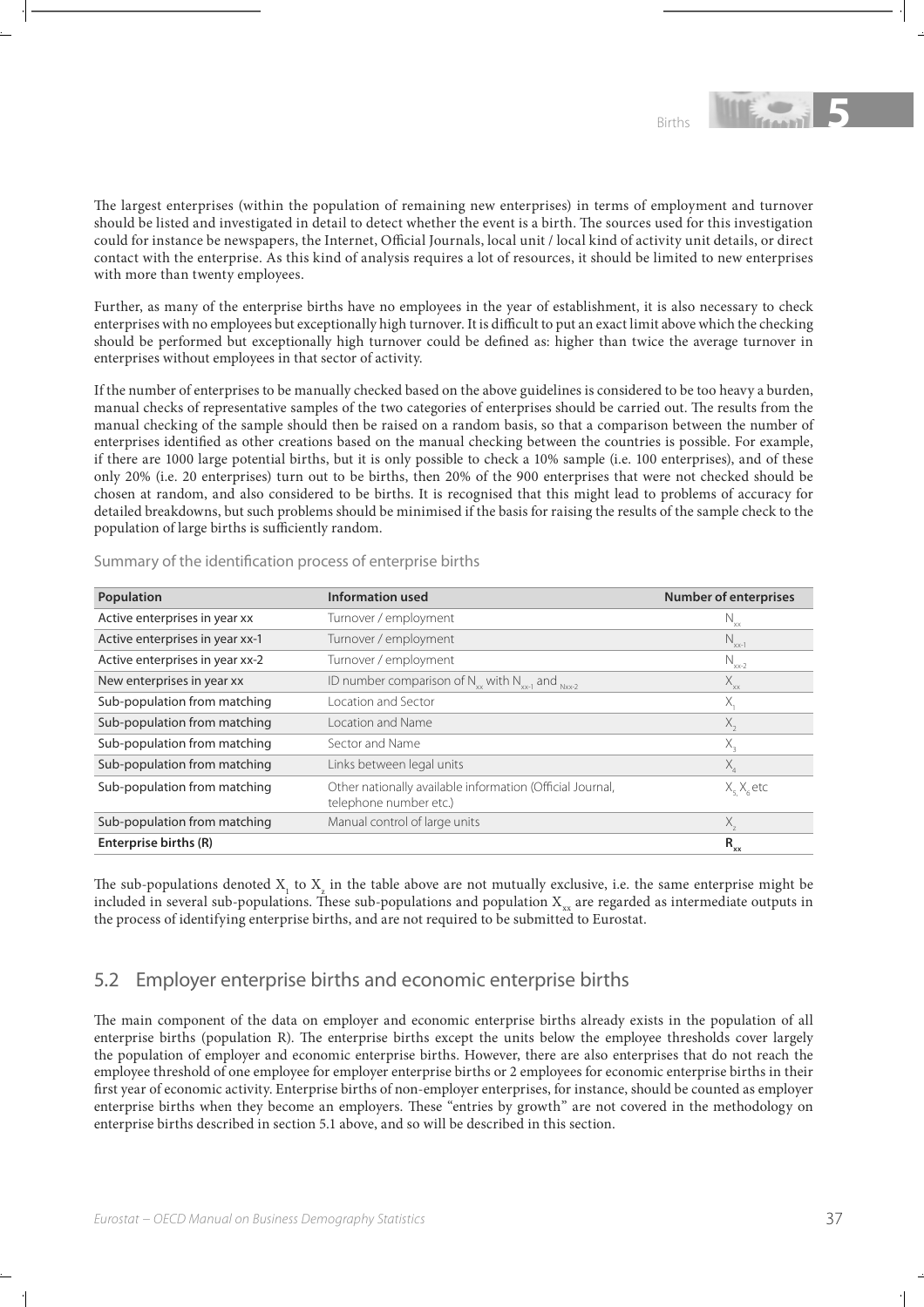The largest enterprises (within the population of remaining new enterprises) in terms of employment and turnover should be listed and investigated in detail to detect whether the event is a birth. The sources used for this investigation could for instance be newspapers, the Internet, Official Journals, local unit / local kind of activity unit details, or direct contact with the enterprise. As this kind of analysis requires a lot of resources, it should be limited to new enterprises with more than twenty employees.

Further, as many of the enterprise births have no employees in the year of establishment, it is also necessary to check enterprises with no employees but exceptionally high turnover. It is difficult to put an exact limit above which the checking should be performed but exceptionally high turnover could be defined as: higher than twice the average turnover in enterprises without employees in that sector of activity.

If the number of enterprises to be manually checked based on the above guidelines is considered to be too heavy a burden, manual checks of representative samples of the two categories of enterprises should be carried out. The results from the manual checking of the sample should then be raised on a random basis, so that a comparison between the number of enterprises identified as other creations based on the manual checking between the countries is possible. For example, if there are 1000 large potential births, but it is only possible to check a 10% sample (i.e. 100 enterprises), and of these only 20% (i.e. 20 enterprises) turn out to be births, then 20% of the 900 enterprises that were not checked should be chosen at random, and also considered to be births. It is recognised that this might lead to problems of accuracy for detailed breakdowns, but such problems should be minimised if the basis for raising the results of the sample check to the population of large births is sufficiently random.

Summary of the identification process of enterprise births

| Population | Information used | Number of enterprises |
|---|---|---|
| Active enterprises in year xx | Turnover / employment | $N_{xx}$ |
| Active enterprises in year xx-1 | Turnover / employment | $N_{xx-1}$ |
| Active enterprises in year xx-2 | Turnover / employment | $N_{xx-2}$ |
| New enterprises in year xx | ID number comparison of $N_{xx}$ with $N_{xx-1}$ and $_{Nxx-2}$ | $X_{xx}$ |
| Sub-population from matching | Location and Sector | $X_1$ |
| Sub-population from matching | Location and Name | $X_2$ |
| Sub-population from matching | Sector and Name | $X_3$ |
| Sub-population from matching | Links between legal units | $X_4$ |
| Sub-population from matching | Other nationally available information (Official Journal, telephone number etc.) | $X_5$, $X_6$ etc |
| Sub-population from matching | Manual control of large units | $X_z$ |
| **Enterprise births (R)** | | $\mathbf{R_{xx}}$ |

The sub-populations denoted $X_1$ to $X_z$ in the table above are not mutually exclusive, i.e. the same enterprise might be included in several sub-populations. These sub-populations and population $X_{xx}$ are regarded as intermediate outputs in the process of identifying enterprise births, and are not required to be submitted to Eurostat.

## 5.2 Employer enterprise births and economic enterprise births

The main component of the data on employer and economic enterprise births already exists in the population of all enterprise births (population R). The enterprise births except the units below the employee thresholds cover largely the population of employer and economic enterprise births. However, there are also enterprises that do not reach the employee threshold of one employee for employer enterprise births or 2 employees for economic enterprise births in their first year of economic activity. Enterprise births of non-employer enterprises, for instance, should be counted as employer enterprise births when they become an employers. These "entries by growth" are not covered in the methodology on enterprise births described in section 5.1 above, and so will be described in this section.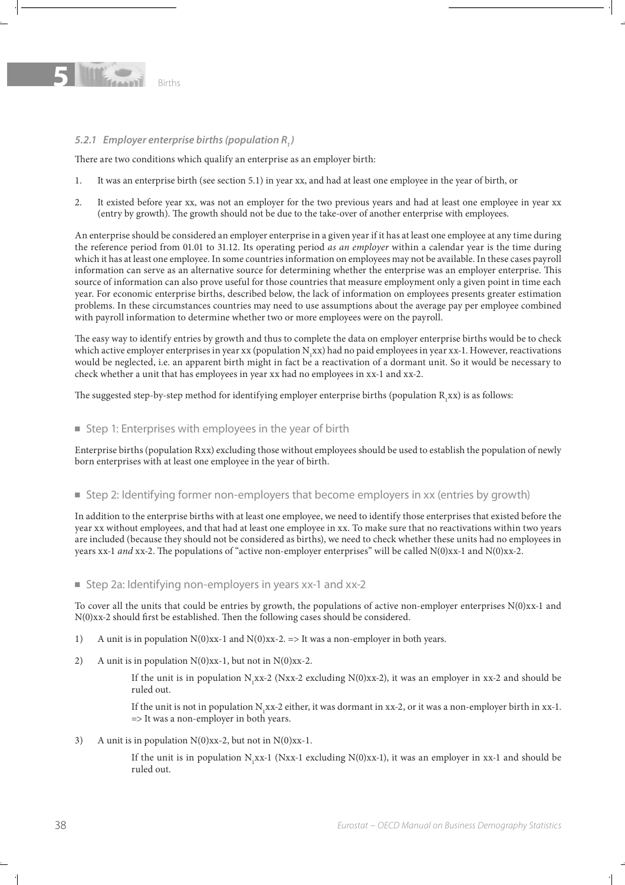### *5.2.1 Employer enterprise births (population $R_1$)*

There are two conditions which qualify an enterprise as an employer birth:

1. It was an enterprise birth (see section 5.1) in year xx, and had at least one employee in the year of birth, or
2. It existed before year xx, was not an employer for the two previous years and had at least one employee in year xx (entry by growth). The growth should not be due to the take-over of another enterprise with employees.

An enterprise should be considered an employer enterprise in a given year if it has at least one employee at any time during the reference period from 01.01 to 31.12. Its operating period *as an employer* within a calendar year is the time during which it has at least one employee. In some countries information on employees may not be available. In these cases payroll information can serve as an alternative source for determining whether the enterprise was an employer enterprise. This source of information can also prove useful for those countries that measure employment only a given point in time each year. For economic enterprise births, described below, the lack of information on employees presents greater estimation problems. In these circumstances countries may need to use assumptions about the average pay per employee combined with payroll information to determine whether two or more employees were on the payroll.

The easy way to identify entries by growth and thus to complete the data on employer enterprise births would be to check which active employer enterprises in year xx (population $N_1$xx) had no paid employees in year xx-1. However, reactivations would be neglected, i.e. an apparent birth might in fact be a reactivation of a dormant unit. So it would be necessary to check whether a unit that has employees in year xx had no employees in xx-1 and xx-2.

The suggested step-by-step method for identifying employer enterprise births (population $R_1$xx) is as follows:

- Step 1: Enterprises with employees in the year of birth

Enterprise births (population Rxx) excluding those without employees should be used to establish the population of newly born enterprises with at least one employee in the year of birth.

- Step 2: Identifying former non-employers that become employers in xx (entries by growth)

In addition to the enterprise births with at least one employee, we need to identify those enterprises that existed before the year xx without employees, and that had at least one employee in xx. To make sure that no reactivations within two years are included (because they should not be considered as births), we need to check whether these units had no employees in years xx-1 *and* xx-2. The populations of "active non-employer enterprises" will be called N(0)xx-1 and N(0)xx-2.

- Step 2a: Identifying non-employers in years xx-1 and xx-2

To cover all the units that could be entries by growth, the populations of active non-employer enterprises N(0)xx-1 and N(0)xx-2 should first be established. Then the following cases should be considered.

1) A unit is in population N(0)xx-1 and N(0)xx-2. => It was a non-employer in both years.

2) A unit is in population N(0)xx-1, but not in N(0)xx-2.

   If the unit is in population $N_1$xx-2 (Nxx-2 excluding N(0)xx-2), it was an employer in xx-2 and should be ruled out.

   If the unit is not in population $N_1$xx-2 either, it was dormant in xx-2, or it was a non-employer birth in xx-1. => It was a non-employer in both years.

3) A unit is in population N(0)xx-2, but not in N(0)xx-1.

   If the unit is in population $N_1$xx-1 (Nxx-1 excluding N(0)xx-1), it was an employer in xx-1 and should be ruled out.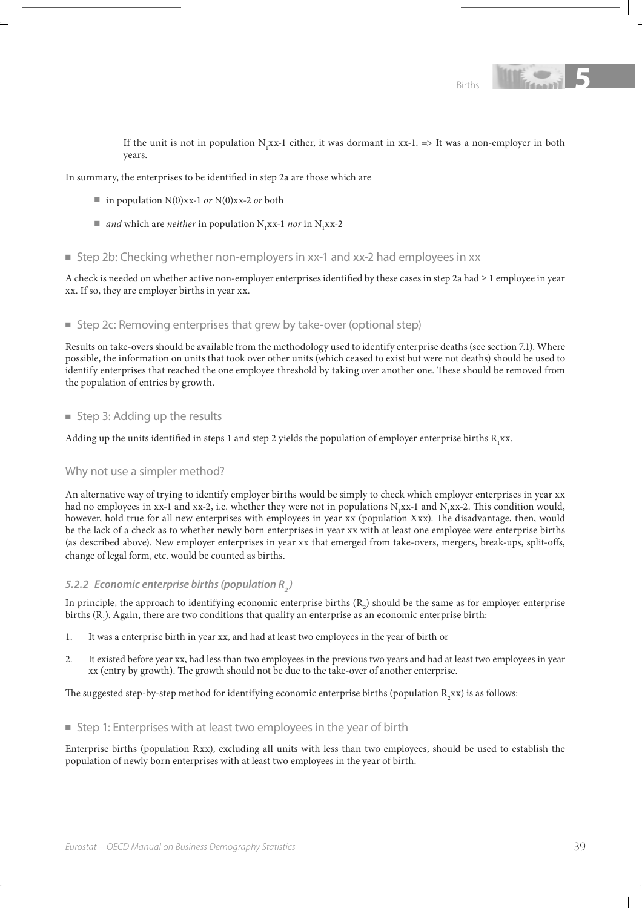If the unit is not in population $N_1$xx-1 either, it was dormant in xx-1. => It was a non-employer in both years.

In summary, the enterprises to be identified in step 2a are those which are

- in population N(0)xx-1 *or* N(0)xx-2 *or* both
- *and* which are *neither* in population $N_1$xx-1 *nor* in $N_1$xx-2

#### Step 2b: Checking whether non-employers in xx-1 and xx-2 had employees in xx

A check is needed on whether active non-employer enterprises identified by these cases in step 2a had ≥ 1 employee in year xx. If so, they are employer births in year xx.

#### Step 2c: Removing enterprises that grew by take-over (optional step)

Results on take-overs should be available from the methodology used to identify enterprise deaths (see section 7.1). Where possible, the information on units that took over other units (which ceased to exist but were not deaths) should be used to identify enterprises that reached the one employee threshold by taking over another one. These should be removed from the population of entries by growth.

#### Step 3: Adding up the results

Adding up the units identified in steps 1 and step 2 yields the population of employer enterprise births $R_1$xx.

### Why not use a simpler method?

An alternative way of trying to identify employer births would be simply to check which employer enterprises in year xx had no employees in xx-1 and xx-2, i.e. whether they were not in populations $N_1$xx-1 and $N_1$xx-2. This condition would, however, hold true for all new enterprises with employees in year xx (population Xxx). The disadvantage, then, would be the lack of a check as to whether newly born enterprises in year xx with at least one employee were enterprise births (as described above). New employer enterprises in year xx that emerged from take-overs, mergers, break-ups, split-offs, change of legal form, etc. would be counted as births.

### *5.2.2 Economic enterprise births (population $R_2$)*

In principle, the approach to identifying economic enterprise births ($R_2$) should be the same as for employer enterprise births ($R_1$). Again, there are two conditions that qualify an enterprise as an economic enterprise birth:

1. It was a enterprise birth in year xx, and had at least two employees in the year of birth or
2. It existed before year xx, had less than two employees in the previous two years and had at least two employees in year xx (entry by growth). The growth should not be due to the take-over of another enterprise.

The suggested step-by-step method for identifying economic enterprise births (population $R_2$xx) is as follows:

#### Step 1: Enterprises with at least two employees in the year of birth

Enterprise births (population Rxx), excluding all units with less than two employees, should be used to establish the population of newly born enterprises with at least two employees in the year of birth.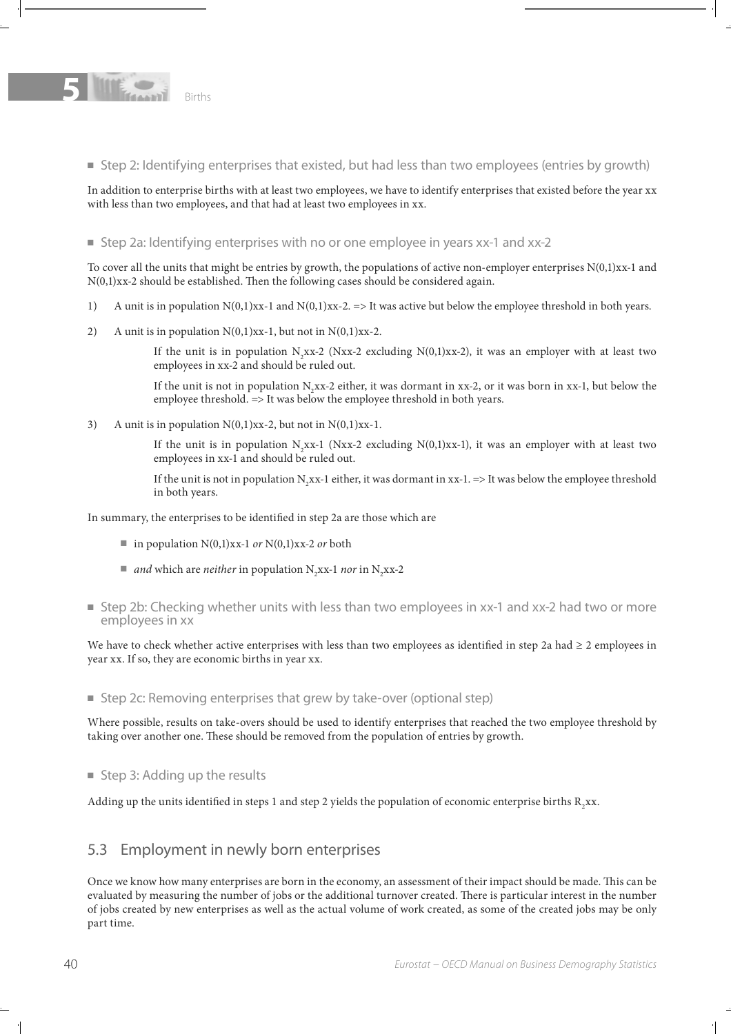■ Step 2: Identifying enterprises that existed, but had less than two employees (entries by growth)

In addition to enterprise births with at least two employees, we have to identify enterprises that existed before the year xx with less than two employees, and that had at least two employees in xx.

■ Step 2a: Identifying enterprises with no or one employee in years xx-1 and xx-2

To cover all the units that might be entries by growth, the populations of active non-employer enterprises N(0,1)xx-1 and N(0,1)xx-2 should be established. Then the following cases should be considered again.

1) A unit is in population N(0,1)xx-1 and N(0,1)xx-2. => It was active but below the employee threshold in both years.

2) A unit is in population N(0,1)xx-1, but not in N(0,1)xx-2.

   If the unit is in population $N_2$xx-2 (Nxx-2 excluding N(0,1)xx-2), it was an employer with at least two employees in xx-2 and should be ruled out.

   If the unit is not in population $N_2$xx-2 either, it was dormant in xx-2, or it was born in xx-1, but below the employee threshold. => It was below the employee threshold in both years.

3) A unit is in population N(0,1)xx-2, but not in N(0,1)xx-1.

   If the unit is in population $N_2$xx-1 (Nxx-2 excluding N(0,1)xx-1), it was an employer with at least two employees in xx-1 and should be ruled out.

   If the unit is not in population $N_2$xx-1 either, it was dormant in xx-1. => It was below the employee threshold in both years.

In summary, the enterprises to be identified in step 2a are those which are

- in population N(0,1)xx-1 *or* N(0,1)xx-2 *or* both
- *and* which are *neither* in population $N_2$xx-1 *nor* in $N_2$xx-2

■ Step 2b: Checking whether units with less than two employees in xx-1 and xx-2 had two or more employees in xx

We have to check whether active enterprises with less than two employees as identified in step 2a had ≥ 2 employees in year xx. If so, they are economic births in year xx.

■ Step 2c: Removing enterprises that grew by take-over (optional step)

Where possible, results on take-overs should be used to identify enterprises that reached the two employee threshold by taking over another one. These should be removed from the population of entries by growth.

■ Step 3: Adding up the results

Adding up the units identified in steps 1 and step 2 yields the population of economic enterprise births $R_2$xx.

## 5.3 Employment in newly born enterprises

Once we know how many enterprises are born in the economy, an assessment of their impact should be made. This can be evaluated by measuring the number of jobs or the additional turnover created. There is particular interest in the number of jobs created by new enterprises as well as the actual volume of work created, as some of the created jobs may be only part time.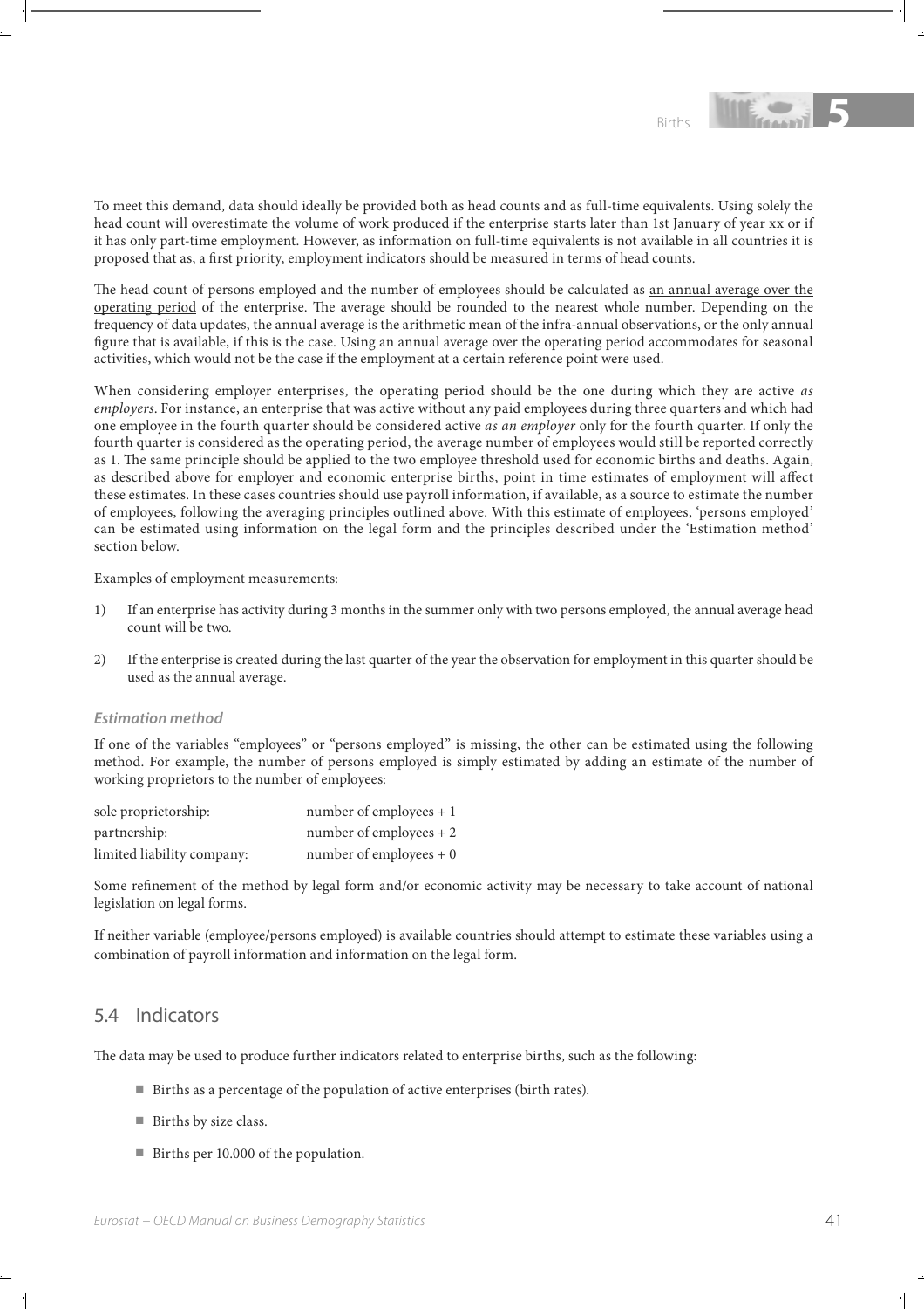To meet this demand, data should ideally be provided both as head counts and as full-time equivalents. Using solely the head count will overestimate the volume of work produced if the enterprise starts later than 1st January of year xx or if it has only part-time employment. However, as information on full-time equivalents is not available in all countries it is proposed that as, a first priority, employment indicators should be measured in terms of head counts.

The head count of persons employed and the number of employees should be calculated as an annual average over the operating period of the enterprise. The average should be rounded to the nearest whole number. Depending on the frequency of data updates, the annual average is the arithmetic mean of the infra-annual observations, or the only annual figure that is available, if this is the case. Using an annual average over the operating period accommodates for seasonal activities, which would not be the case if the employment at a certain reference point were used.

When considering employer enterprises, the operating period should be the one during which they are active *as employers*. For instance, an enterprise that was active without any paid employees during three quarters and which had one employee in the fourth quarter should be considered active *as an employer* only for the fourth quarter. If only the fourth quarter is considered as the operating period, the average number of employees would still be reported correctly as 1. The same principle should be applied to the two employee threshold used for economic births and deaths. Again, as described above for employer and economic enterprise births, point in time estimates of employment will affect these estimates. In these cases countries should use payroll information, if available, as a source to estimate the number of employees, following the averaging principles outlined above. With this estimate of employees, 'persons employed' can be estimated using information on the legal form and the principles described under the 'Estimation method' section below.

Examples of employment measurements:

1) If an enterprise has activity during 3 months in the summer only with two persons employed, the annual average head count will be two.

2) If the enterprise is created during the last quarter of the year the observation for employment in this quarter should be used as the annual average.

#### *Estimation method*

If one of the variables "employees" or "persons employed" is missing, the other can be estimated using the following method. For example, the number of persons employed is simply estimated by adding an estimate of the number of working proprietors to the number of employees:

| | |
|---|---|
| sole proprietorship: | number of employees + 1 |
| partnership: | number of employees + 2 |
| limited liability company: | number of employees + 0 |

Some refinement of the method by legal form and/or economic activity may be necessary to take account of national legislation on legal forms.

If neither variable (employee/persons employed) is available countries should attempt to estimate these variables using a combination of payroll information and information on the legal form.

## 5.4 Indicators

The data may be used to produce further indicators related to enterprise births, such as the following:

- Births as a percentage of the population of active enterprises (birth rates).
- Births by size class.
- Births per 10.000 of the population.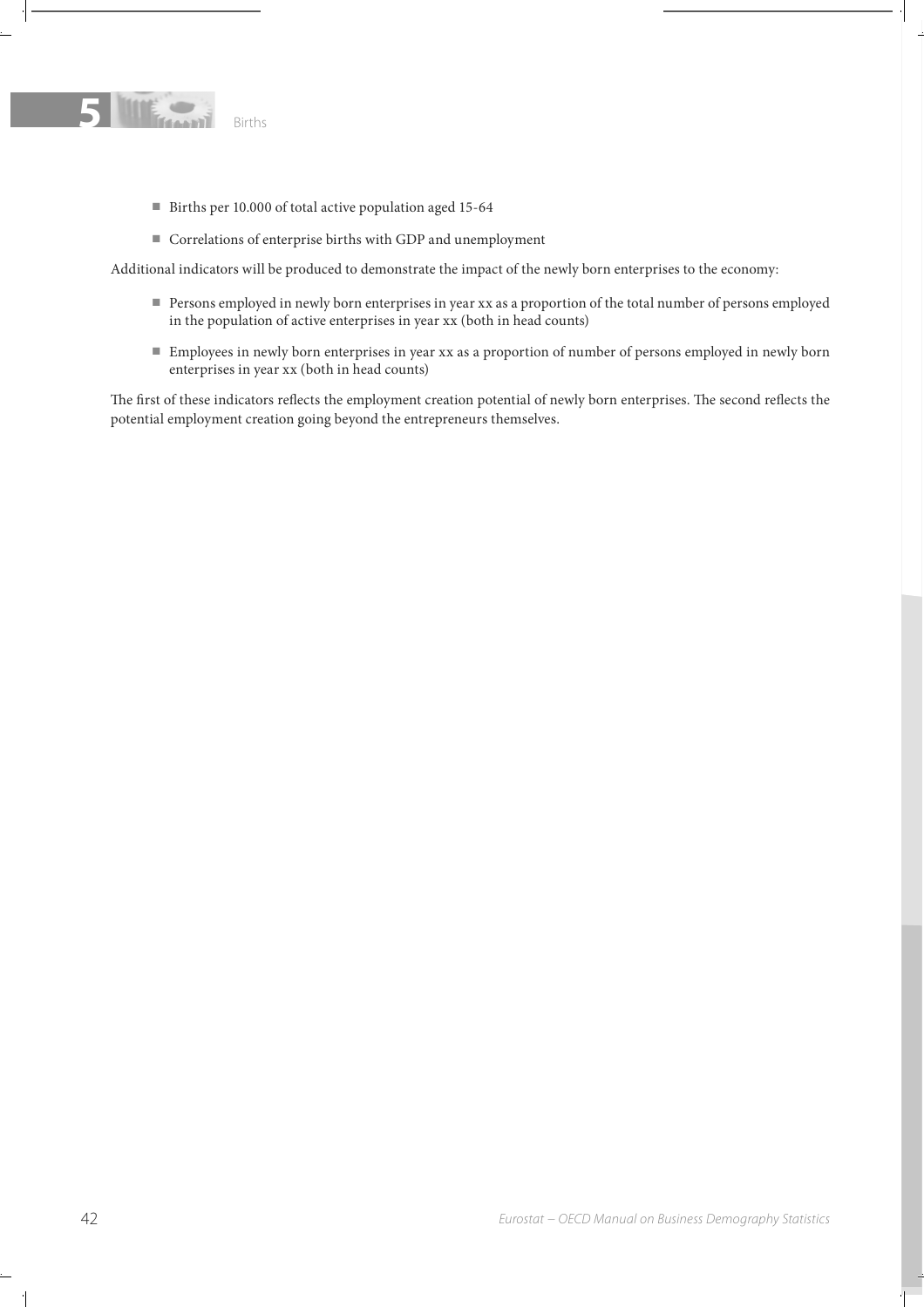- Births per 10.000 of total active population aged 15-64
- Correlations of enterprise births with GDP and unemployment

Additional indicators will be produced to demonstrate the impact of the newly born enterprises to the economy:

- Persons employed in newly born enterprises in year xx as a proportion of the total number of persons employed in the population of active enterprises in year xx (both in head counts)
- Employees in newly born enterprises in year xx as a proportion of number of persons employed in newly born enterprises in year xx (both in head counts)

The first of these indicators reflects the employment creation potential of newly born enterprises. The second reflects the potential employment creation going beyond the entrepreneurs themselves.